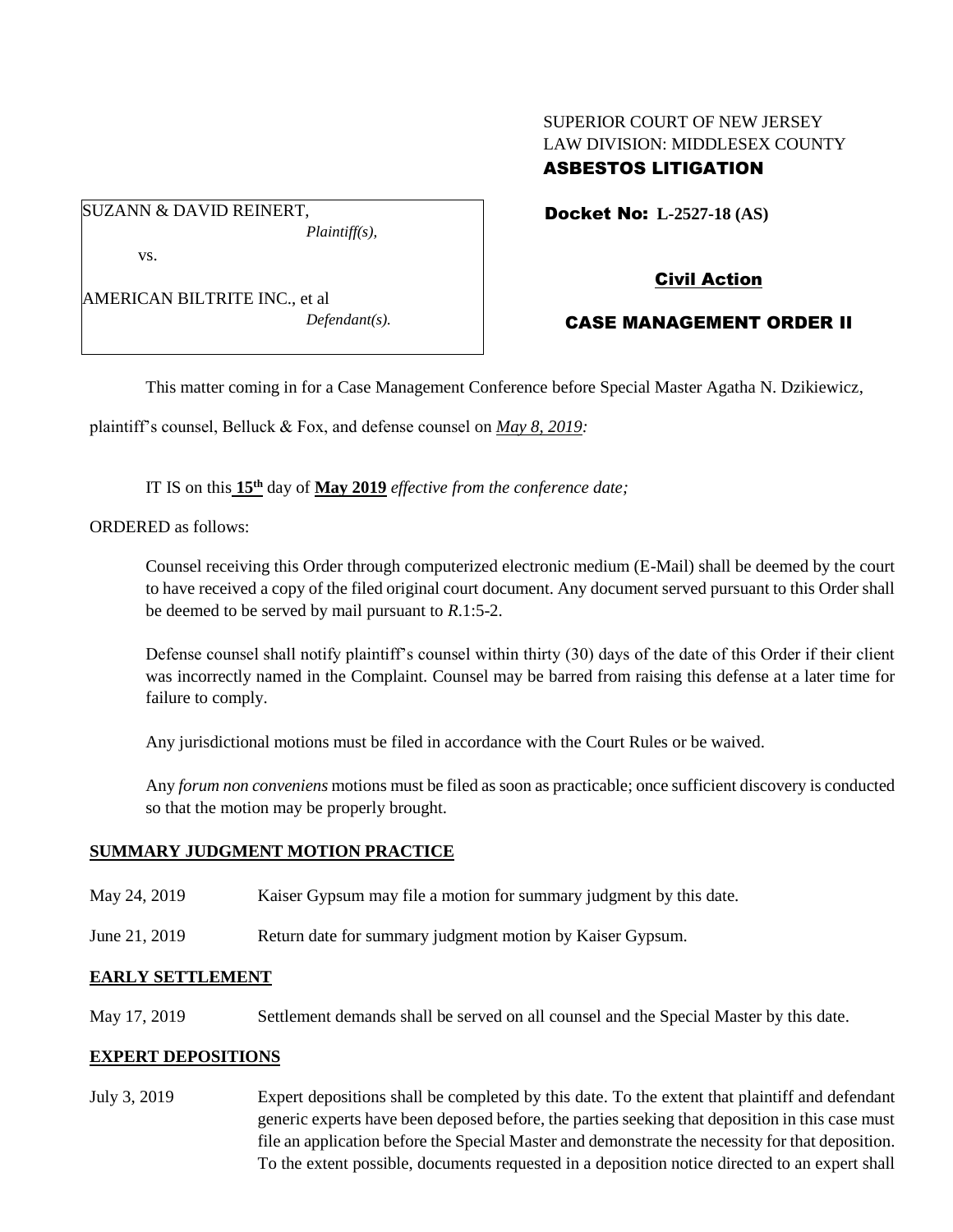SUPERIOR COURT OF NEW JERSEY
LAW DIVISION: MIDDLESEX COUNTY
**ASBESTOS LITIGATION**

SUZANN & DAVID REINERT,
*Plaintiff(s),*

vs.

AMERICAN BILTRITE INC., et al
*Defendant(s).*

**Docket No: L-2527-18 (AS)**

**Civil Action**

**CASE MANAGEMENT ORDER II**

This matter coming in for a Case Management Conference before Special Master Agatha N. Dzikiewicz, plaintiff's counsel, Belluck & Fox, and defense counsel on *May 8, 2019:*

IT IS on this **15th** day of **May 2019** *effective from the conference date;*

ORDERED as follows:

Counsel receiving this Order through computerized electronic medium (E-Mail) shall be deemed by the court to have received a copy of the filed original court document. Any document served pursuant to this Order shall be deemed to be served by mail pursuant to *R*.1:5-2.

Defense counsel shall notify plaintiff's counsel within thirty (30) days of the date of this Order if their client was incorrectly named in the Complaint. Counsel may be barred from raising this defense at a later time for failure to comply.

Any jurisdictional motions must be filed in accordance with the Court Rules or be waived.

Any *forum non conveniens* motions must be filed as soon as practicable; once sufficient discovery is conducted so that the motion may be properly brought.

## SUMMARY JUDGMENT MOTION PRACTICE

| | |
|---|---|
| May 24, 2019 | Kaiser Gypsum may file a motion for summary judgment by this date. |
| June 21, 2019 | Return date for summary judgment motion by Kaiser Gypsum. |

## EARLY SETTLEMENT

| | |
|---|---|
| May 17, 2019 | Settlement demands shall be served on all counsel and the Special Master by this date. |

## EXPERT DEPOSITIONS

| | |
|---|---|
| July 3, 2019 | Expert depositions shall be completed by this date. To the extent that plaintiff and defendant generic experts have been deposed before, the parties seeking that deposition in this case must file an application before the Special Master and demonstrate the necessity for that deposition. To the extent possible, documents requested in a deposition notice directed to an expert shall |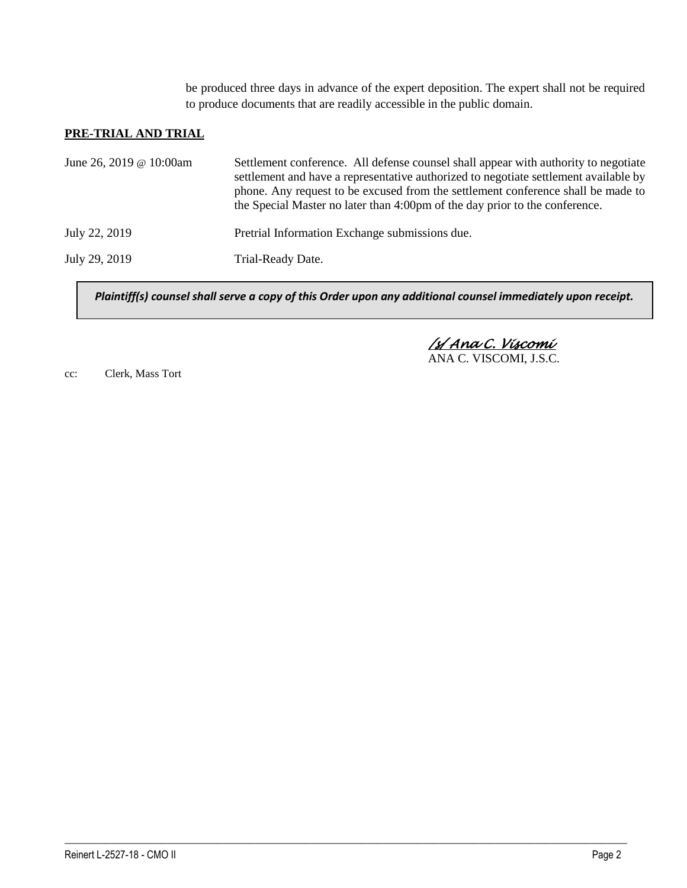be produced three days in advance of the expert deposition. The expert shall not be required to produce documents that are readily accessible in the public domain.

**PRE-TRIAL AND TRIAL**

| | |
|---|---|
| June 26, 2019 @ 10:00am | Settlement conference. All defense counsel shall appear with authority to negotiate settlement and have a representative authorized to negotiate settlement available by phone. Any request to be excused from the settlement conference shall be made to the Special Master no later than 4:00pm of the day prior to the conference. |
| July 22, 2019 | Pretrial Information Exchange submissions due. |
| July 29, 2019 | Trial-Ready Date. |

***Plaintiff(s) counsel shall serve a copy of this Order upon any additional counsel immediately upon receipt.***

*/s/ Ana C. Viscomi*
ANA C. VISCOMI, J.S.C.

cc: Clerk, Mass Tort